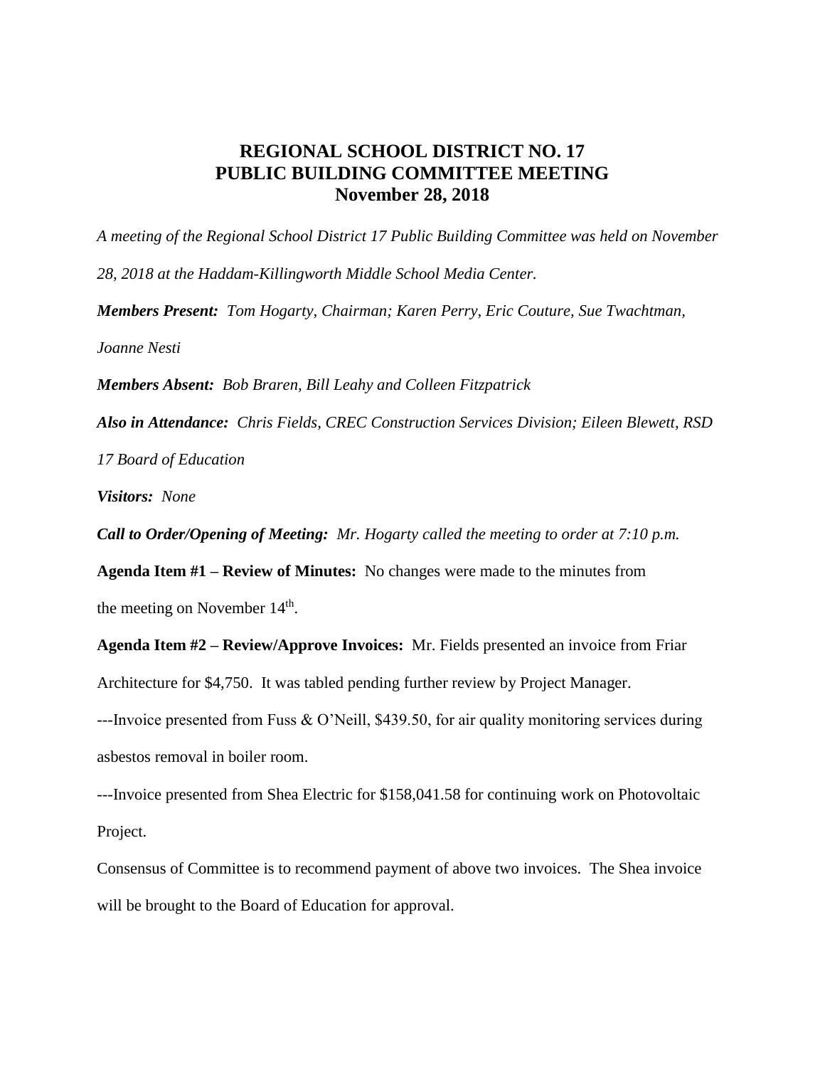# REGIONAL SCHOOL DISTRICT NO. 17
# PUBLIC BUILDING COMMITTEE MEETING
# November 28, 2018

*A meeting of the Regional School District 17 Public Building Committee was held on November 28, 2018 at the Haddam-Killingworth Middle School Media Center.*

***Members Present:*** *Tom Hogarty, Chairman; Karen Perry, Eric Couture, Sue Twachtman, Joanne Nesti*

***Members Absent:*** *Bob Braren, Bill Leahy and Colleen Fitzpatrick*

***Also in Attendance:*** *Chris Fields, CREC Construction Services Division; Eileen Blewett, RSD 17 Board of Education*

***Visitors:*** *None*

***Call to Order/Opening of Meeting:*** *Mr. Hogarty called the meeting to order at 7:10 p.m.*

**Agenda Item #1 – Review of Minutes:** No changes were made to the minutes from the meeting on November 14th.

**Agenda Item #2 – Review/Approve Invoices:** Mr. Fields presented an invoice from Friar Architecture for $4,750. It was tabled pending further review by Project Manager.

---Invoice presented from Fuss & O'Neill, $439.50, for air quality monitoring services during asbestos removal in boiler room.

---Invoice presented from Shea Electric for $158,041.58 for continuing work on Photovoltaic Project.

Consensus of Committee is to recommend payment of above two invoices. The Shea invoice will be brought to the Board of Education for approval.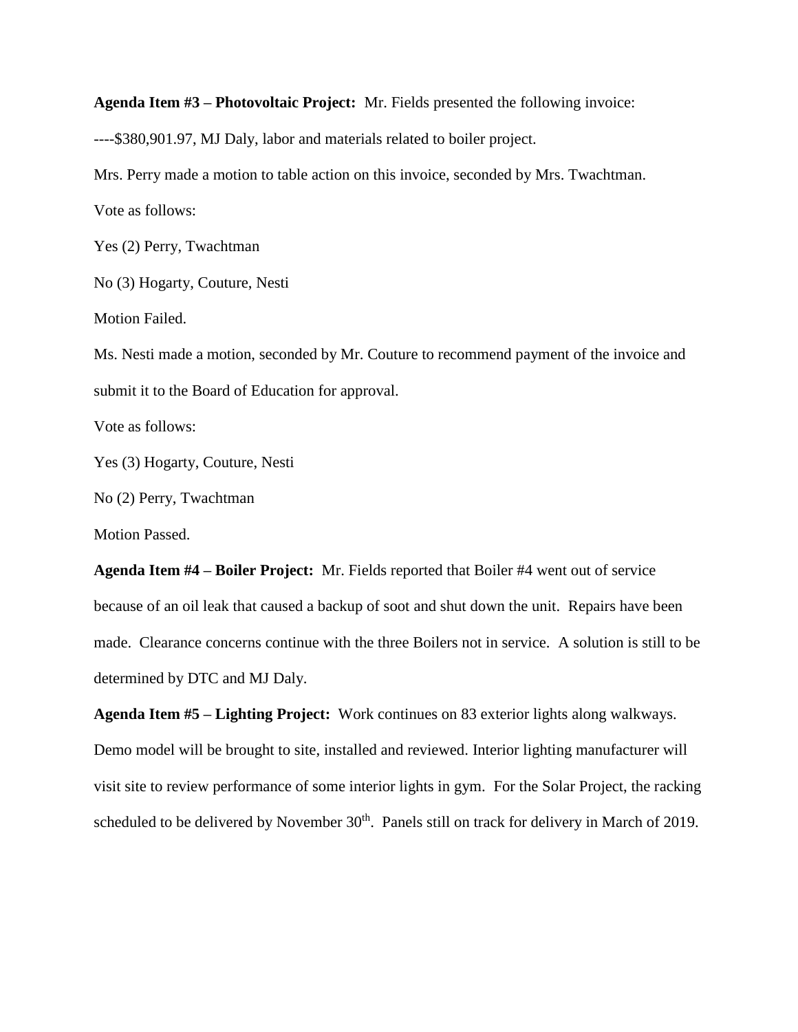**Agenda Item #3 – Photovoltaic Project:** Mr. Fields presented the following invoice:

----$380,901.97, MJ Daly, labor and materials related to boiler project.

Mrs. Perry made a motion to table action on this invoice, seconded by Mrs. Twachtman.

Vote as follows:

Yes (2) Perry, Twachtman

No (3) Hogarty, Couture, Nesti

Motion Failed.

Ms. Nesti made a motion, seconded by Mr. Couture to recommend payment of the invoice and submit it to the Board of Education for approval.

Vote as follows:

Yes (3) Hogarty, Couture, Nesti

No (2) Perry, Twachtman

Motion Passed.

**Agenda Item #4 – Boiler Project:** Mr. Fields reported that Boiler #4 went out of service because of an oil leak that caused a backup of soot and shut down the unit. Repairs have been made. Clearance concerns continue with the three Boilers not in service. A solution is still to be determined by DTC and MJ Daly.

**Agenda Item #5 – Lighting Project:** Work continues on 83 exterior lights along walkways. Demo model will be brought to site, installed and reviewed. Interior lighting manufacturer will visit site to review performance of some interior lights in gym. For the Solar Project, the racking scheduled to be delivered by November 30th. Panels still on track for delivery in March of 2019.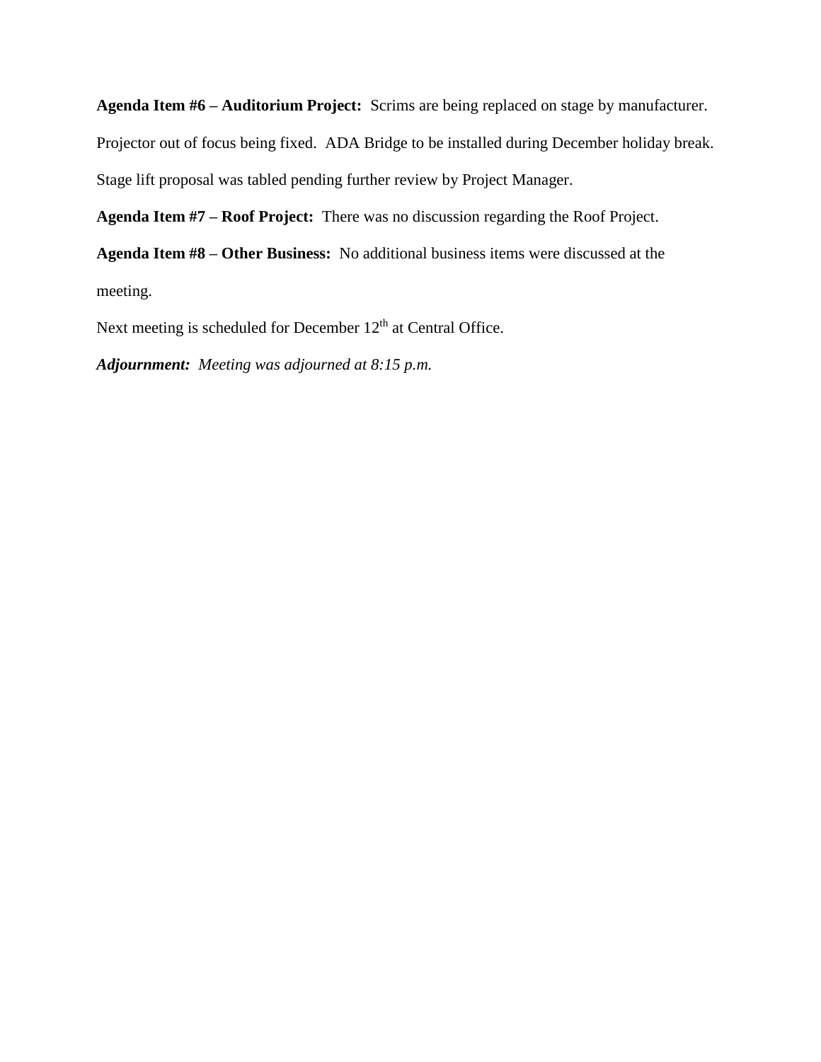**Agenda Item #6 – Auditorium Project:** Scrims are being replaced on stage by manufacturer. Projector out of focus being fixed. ADA Bridge to be installed during December holiday break. Stage lift proposal was tabled pending further review by Project Manager.

**Agenda Item #7 – Roof Project:** There was no discussion regarding the Roof Project.

**Agenda Item #8 – Other Business:** No additional business items were discussed at the meeting.

Next meeting is scheduled for December 12th at Central Office.

***Adjournment:*** *Meeting was adjourned at 8:15 p.m.*